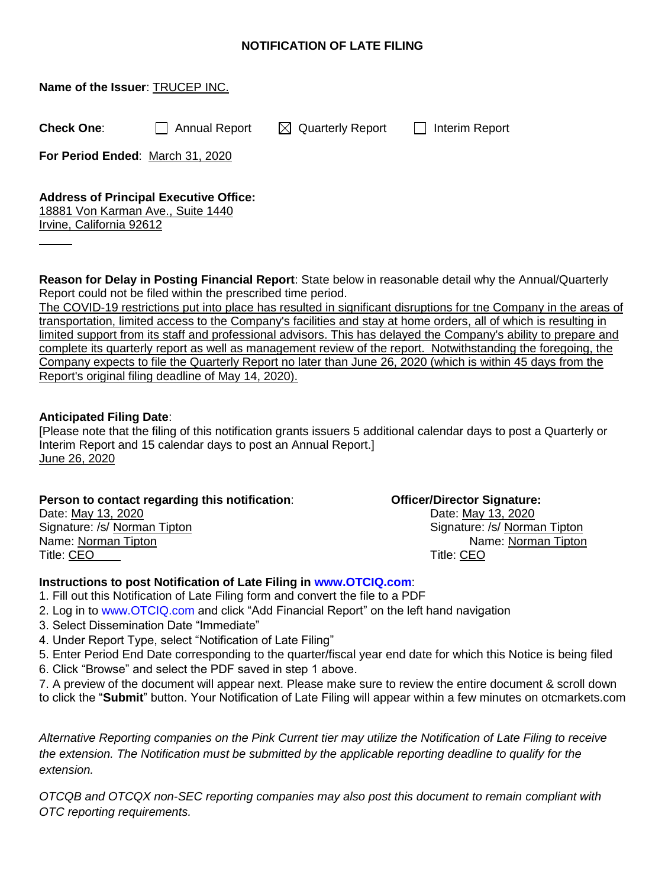# NOTIFICATION OF LATE FILING

**Name of the Issuer**: TRUCEP INC.

**Check One**: ☐ Annual Report ☒ Quarterly Report ☐ Interim Report

**For Period Ended**: March 31, 2020

**Address of Principal Executive Office:**
18881 Von Karman Ave., Suite 1440
Irvine, California 92612

**Reason for Delay in Posting Financial Report**: State below in reasonable detail why the Annual/Quarterly Report could not be filed within the prescribed time period.
The COVID-19 restrictions put into place has resulted in significant disruptions for tne Company in the areas of transportation, limited access to the Company's facilities and stay at home orders, all of which is resulting in limited support from its staff and professional advisors. This has delayed the Company's ability to prepare and complete its quarterly report as well as management review of the report. Notwithstanding the foregoing, the Company expects to file the Quarterly Report no later than June 26, 2020 (which is within 45 days from the Report's original filing deadline of May 14, 2020).

**Anticipated Filing Date**:
[Please note that the filing of this notification grants issuers 5 additional calendar days to post a Quarterly or Interim Report and 15 calendar days to post an Annual Report.]
June 26, 2020

**Person to contact regarding this notification**:
Date: May 13, 2020
Signature: /s/ Norman Tipton
Name: Norman Tipton
Title: CEO

**Officer/Director Signature:**
Date: May 13, 2020
Signature: /s/ Norman Tipton
Name: Norman Tipton
Title: CEO

**Instructions to post Notification of Late Filing in www.OTCIQ.com**:
1. Fill out this Notification of Late Filing form and convert the file to a PDF
2. Log in to www.OTCIQ.com and click "Add Financial Report" on the left hand navigation
3. Select Dissemination Date "Immediate"
4. Under Report Type, select "Notification of Late Filing"
5. Enter Period End Date corresponding to the quarter/fiscal year end date for which this Notice is being filed
6. Click "Browse" and select the PDF saved in step 1 above.
7. A preview of the document will appear next. Please make sure to review the entire document & scroll down to click the "**Submit**" button. Your Notification of Late Filing will appear within a few minutes on otcmarkets.com

*Alternative Reporting companies on the Pink Current tier may utilize the Notification of Late Filing to receive the extension. The Notification must be submitted by the applicable reporting deadline to qualify for the extension.*

*OTCQB and OTCQX non-SEC reporting companies may also post this document to remain compliant with OTC reporting requirements.*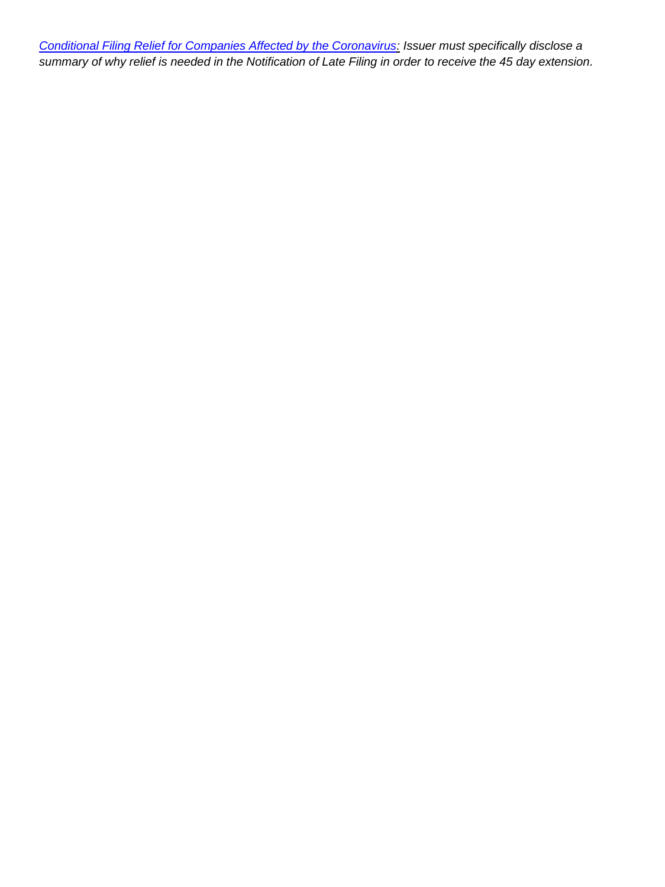*[Conditional Filing Relief for Companies Affected by the Coronavirus:]() Issuer must specifically disclose a summary of why relief is needed in the Notification of Late Filing in order to receive the 45 day extension.*